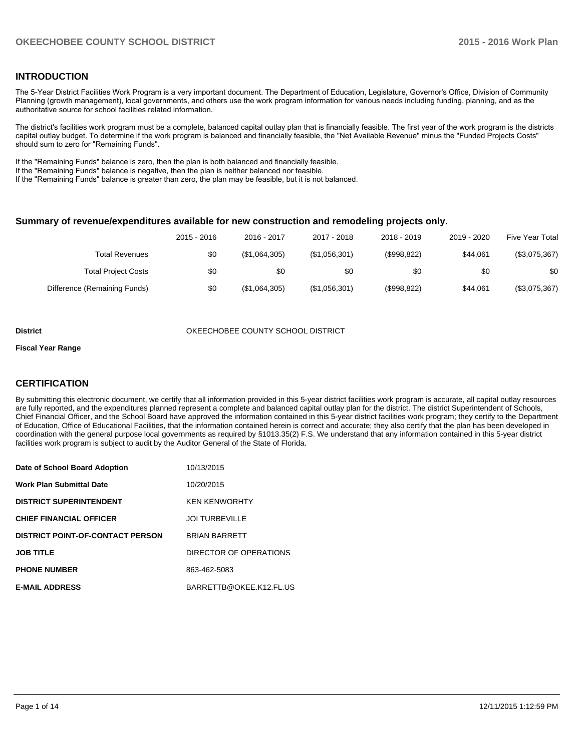## INTRODUCTION

The 5-Year District Facilities Work Program is a very important document. The Department of Education, Legislature, Governor's Office, Division of Community Planning (growth management), local governments, and others use the work program information for various needs including funding, planning, and as the authoritative source for school facilities related information.

The district's facilities work program must be a complete, balanced capital outlay plan that is financially feasible. The first year of the work program is the districts capital outlay budget. To determine if the work program is balanced and financially feasible, the "Net Available Revenue" minus the "Funded Projects Costs" should sum to zero for "Remaining Funds".

If the "Remaining Funds" balance is zero, then the plan is both balanced and financially feasible.
If the "Remaining Funds" balance is negative, then the plan is neither balanced nor feasible.
If the "Remaining Funds" balance is greater than zero, the plan may be feasible, but it is not balanced.

### Summary of revenue/expenditures available for new construction and remodeling projects only.

| | 2015 - 2016 | 2016 - 2017 | 2017 - 2018 | 2018 - 2019 | 2019 - 2020 | Five Year Total |
|---|---|---|---|---|---|---|
| Total Revenues | $0 | ($1,064,305) | ($1,056,301) | ($998,822) | $44,061 | ($3,075,367) |
| Total Project Costs | $0 | $0 | $0 | $0 | $0 | $0 |
| Difference (Remaining Funds) | $0 | ($1,064,305) | ($1,056,301) | ($998,822) | $44,061 | ($3,075,367) |

**District** OKEECHOBEE COUNTY SCHOOL DISTRICT

**Fiscal Year Range**

## CERTIFICATION

By submitting this electronic document, we certify that all information provided in this 5-year district facilities work program is accurate, all capital outlay resources are fully reported, and the expenditures planned represent a complete and balanced capital outlay plan for the district. The district Superintendent of Schools, Chief Financial Officer, and the School Board have approved the information contained in this 5-year district facilities work program; they certify to the Department of Education, Office of Educational Facilities, that the information contained herein is correct and accurate; they also certify that the plan has been developed in coordination with the general purpose local governments as required by §1013.35(2) F.S. We understand that any information contained in this 5-year district facilities work program is subject to audit by the Auditor General of the State of Florida.

| | |
|---|---|
| **Date of School Board Adoption** | 10/13/2015 |
| **Work Plan Submittal Date** | 10/20/2015 |
| **DISTRICT SUPERINTENDENT** | KEN KENWORHTY |
| **CHIEF FINANCIAL OFFICER** | JOI TURBEVILLE |
| **DISTRICT POINT-OF-CONTACT PERSON** | BRIAN BARRETT |
| **JOB TITLE** | DIRECTOR OF OPERATIONS |
| **PHONE NUMBER** | 863-462-5083 |
| **E-MAIL ADDRESS** | BARRETTB@OKEE.K12.FL.US |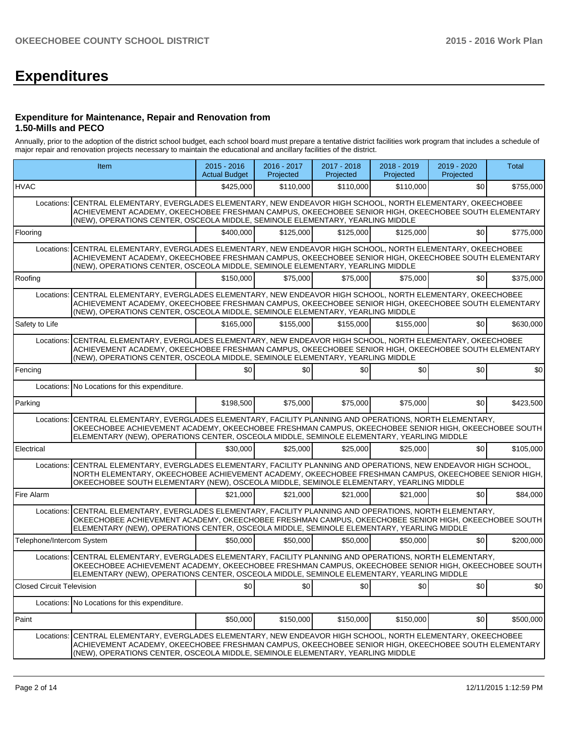# Expenditures

### Expenditure for Maintenance, Repair and Renovation from 1.50-Mills and PECO

Annually, prior to the adoption of the district school budget, each school board must prepare a tentative district facilities work program that includes a schedule of major repair and renovation projects necessary to maintain the educational and ancillary facilities of the district.

| Item | | 2015 - 2016 Actual Budget | 2016 - 2017 Projected | 2017 - 2018 Projected | 2018 - 2019 Projected | 2019 - 2020 Projected | Total |
|---|---|---|---|---|---|---|---|
| HVAC | | $425,000 | $110,000 | $110,000 | $110,000 | $0 | $755,000 |
| Locations: | CENTRAL ELEMENTARY, EVERGLADES ELEMENTARY, NEW ENDEAVOR HIGH SCHOOL, NORTH ELEMENTARY, OKEECHOBEE ACHIEVEMENT ACADEMY, OKEECHOBEE FRESHMAN CAMPUS, OKEECHOBEE SENIOR HIGH, OKEECHOBEE SOUTH ELEMENTARY (NEW), OPERATIONS CENTER, OSCEOLA MIDDLE, SEMINOLE ELEMENTARY, YEARLING MIDDLE | | | | | | |
| Flooring | | $400,000 | $125,000 | $125,000 | $125,000 | $0 | $775,000 |
| Locations: | CENTRAL ELEMENTARY, EVERGLADES ELEMENTARY, NEW ENDEAVOR HIGH SCHOOL, NORTH ELEMENTARY, OKEECHOBEE ACHIEVEMENT ACADEMY, OKEECHOBEE FRESHMAN CAMPUS, OKEECHOBEE SENIOR HIGH, OKEECHOBEE SOUTH ELEMENTARY (NEW), OPERATIONS CENTER, OSCEOLA MIDDLE, SEMINOLE ELEMENTARY, YEARLING MIDDLE | | | | | | |
| Roofing | | $150,000 | $75,000 | $75,000 | $75,000 | $0 | $375,000 |
| Locations: | CENTRAL ELEMENTARY, EVERGLADES ELEMENTARY, NEW ENDEAVOR HIGH SCHOOL, NORTH ELEMENTARY, OKEECHOBEE ACHIEVEMENT ACADEMY, OKEECHOBEE FRESHMAN CAMPUS, OKEECHOBEE SENIOR HIGH, OKEECHOBEE SOUTH ELEMENTARY (NEW), OPERATIONS CENTER, OSCEOLA MIDDLE, SEMINOLE ELEMENTARY, YEARLING MIDDLE | | | | | | |
| Safety to Life | | $165,000 | $155,000 | $155,000 | $155,000 | $0 | $630,000 |
| Locations: | CENTRAL ELEMENTARY, EVERGLADES ELEMENTARY, NEW ENDEAVOR HIGH SCHOOL, NORTH ELEMENTARY, OKEECHOBEE ACHIEVEMENT ACADEMY, OKEECHOBEE FRESHMAN CAMPUS, OKEECHOBEE SENIOR HIGH, OKEECHOBEE SOUTH ELEMENTARY (NEW), OPERATIONS CENTER, OSCEOLA MIDDLE, SEMINOLE ELEMENTARY, YEARLING MIDDLE | | | | | | |
| Fencing | | $0 | $0 | $0 | $0 | $0 | $0 |
| Locations: | No Locations for this expenditure. | | | | | | |
| Parking | | $198,500 | $75,000 | $75,000 | $75,000 | $0 | $423,500 |
| Locations: | CENTRAL ELEMENTARY, EVERGLADES ELEMENTARY, FACILITY PLANNING AND OPERATIONS, NORTH ELEMENTARY, OKEECHOBEE ACHIEVEMENT ACADEMY, OKEECHOBEE FRESHMAN CAMPUS, OKEECHOBEE SENIOR HIGH, OKEECHOBEE SOUTH ELEMENTARY (NEW), OPERATIONS CENTER, OSCEOLA MIDDLE, SEMINOLE ELEMENTARY, YEARLING MIDDLE | | | | | | |
| Electrical | | $30,000 | $25,000 | $25,000 | $25,000 | $0 | $105,000 |
| Locations: | CENTRAL ELEMENTARY, EVERGLADES ELEMENTARY, FACILITY PLANNING AND OPERATIONS, NEW ENDEAVOR HIGH SCHOOL, NORTH ELEMENTARY, OKEECHOBEE ACHIEVEMENT ACADEMY, OKEECHOBEE FRESHMAN CAMPUS, OKEECHOBEE SENIOR HIGH, OKEECHOBEE SOUTH ELEMENTARY (NEW), OSCEOLA MIDDLE, SEMINOLE ELEMENTARY, YEARLING MIDDLE | | | | | | |
| Fire Alarm | | $21,000 | $21,000 | $21,000 | $21,000 | $0 | $84,000 |
| Locations: | CENTRAL ELEMENTARY, EVERGLADES ELEMENTARY, FACILITY PLANNING AND OPERATIONS, NORTH ELEMENTARY, OKEECHOBEE ACHIEVEMENT ACADEMY, OKEECHOBEE FRESHMAN CAMPUS, OKEECHOBEE SENIOR HIGH, OKEECHOBEE SOUTH ELEMENTARY (NEW), OPERATIONS CENTER, OSCEOLA MIDDLE, SEMINOLE ELEMENTARY, YEARLING MIDDLE | | | | | | |
| Telephone/Intercom System | | $50,000 | $50,000 | $50,000 | $50,000 | $0 | $200,000 |
| Locations: | CENTRAL ELEMENTARY, EVERGLADES ELEMENTARY, FACILITY PLANNING AND OPERATIONS, NORTH ELEMENTARY, OKEECHOBEE ACHIEVEMENT ACADEMY, OKEECHOBEE FRESHMAN CAMPUS, OKEECHOBEE SENIOR HIGH, OKEECHOBEE SOUTH ELEMENTARY (NEW), OPERATIONS CENTER, OSCEOLA MIDDLE, SEMINOLE ELEMENTARY, YEARLING MIDDLE | | | | | | |
| Closed Circuit Television | | $0 | $0 | $0 | $0 | $0 | $0 |
| Locations: | No Locations for this expenditure. | | | | | | |
| Paint | | $50,000 | $150,000 | $150,000 | $150,000 | $0 | $500,000 |
| Locations: | CENTRAL ELEMENTARY, EVERGLADES ELEMENTARY, NEW ENDEAVOR HIGH SCHOOL, NORTH ELEMENTARY, OKEECHOBEE ACHIEVEMENT ACADEMY, OKEECHOBEE FRESHMAN CAMPUS, OKEECHOBEE SENIOR HIGH, OKEECHOBEE SOUTH ELEMENTARY (NEW), OPERATIONS CENTER, OSCEOLA MIDDLE, SEMINOLE ELEMENTARY, YEARLING MIDDLE | | | | | | |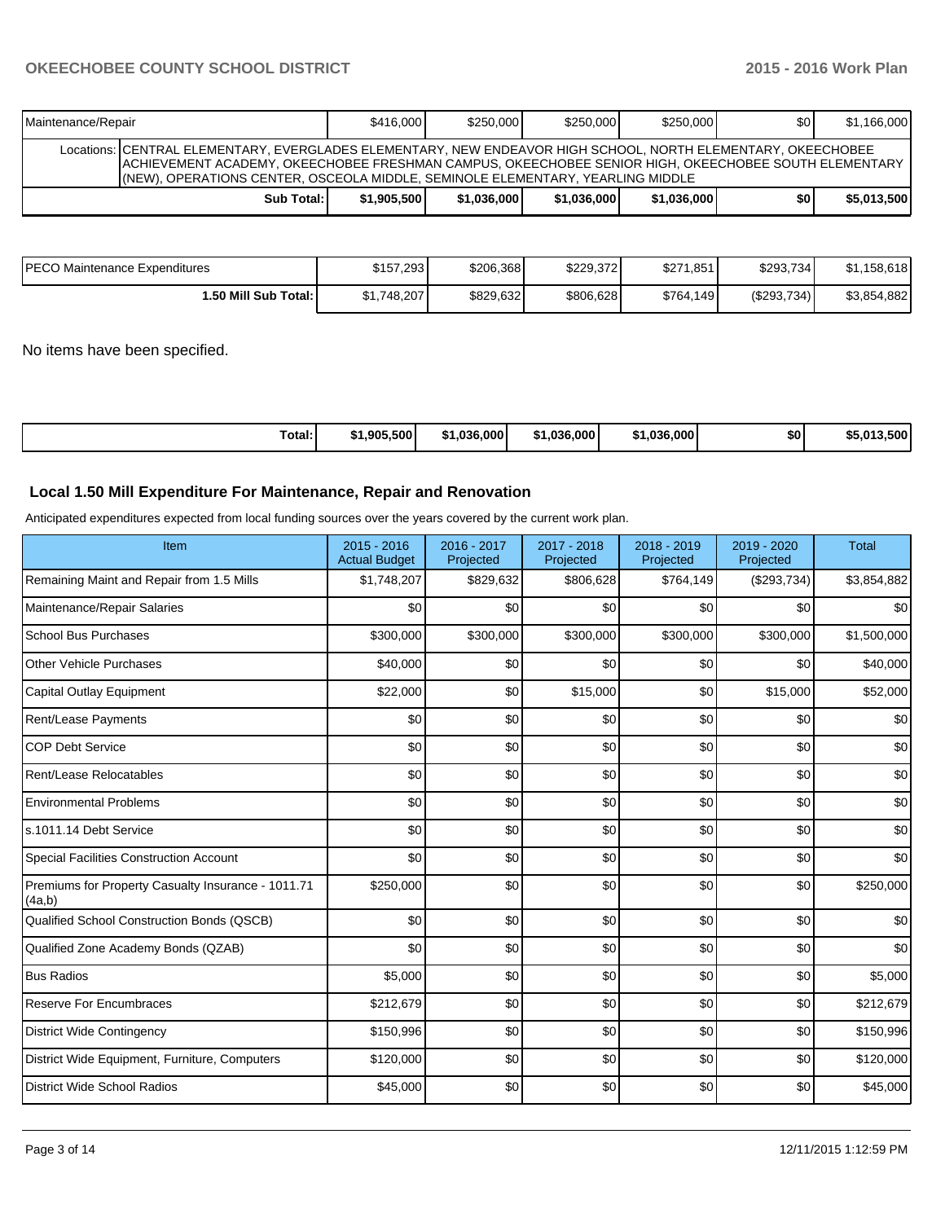| | | | | | | |
|---|---|---|---|---|---|---|
| Maintenance/Repair | $416,000 | $250,000 | $250,000 | $250,000 | $0 | $1,166,000 |
| Locations: CENTRAL ELEMENTARY, EVERGLADES ELEMENTARY, NEW ENDEAVOR HIGH SCHOOL, NORTH ELEMENTARY, OKEECHOBEE ACHIEVEMENT ACADEMY, OKEECHOBEE FRESHMAN CAMPUS, OKEECHOBEE SENIOR HIGH, OKEECHOBEE SOUTH ELEMENTARY (NEW), OPERATIONS CENTER, OSCEOLA MIDDLE, SEMINOLE ELEMENTARY, YEARLING MIDDLE | | | | | | |
| **Sub Total:** | **$1,905,500** | **$1,036,000** | **$1,036,000** | **$1,036,000** | **$0** | **$5,013,500** |

| | | | | | | |
|---|---|---|---|---|---|---|
| PECO Maintenance Expenditures | $157,293 | $206,368 | $229,372 | $271,851 | $293,734 | $1,158,618 |
| **1.50 Mill Sub Total:** | $1,748,207 | $829,632 | $806,628 | $764,149 | ($293,734) | $3,854,882 |

No items have been specified.

| | | | | | | |
|---|---|---|---|---|---|---|
| **Total:** | **$1,905,500** | **$1,036,000** | **$1,036,000** | **$1,036,000** | **$0** | **$5,013,500** |

## Local 1.50 Mill Expenditure For Maintenance, Repair and Renovation

Anticipated expenditures expected from local funding sources over the years covered by the current work plan.

| Item | 2015 - 2016 Actual Budget | 2016 - 2017 Projected | 2017 - 2018 Projected | 2018 - 2019 Projected | 2019 - 2020 Projected | Total |
|---|---|---|---|---|---|---|
| Remaining Maint and Repair from 1.5 Mills | $1,748,207 | $829,632 | $806,628 | $764,149 | ($293,734) | $3,854,882 |
| Maintenance/Repair Salaries | $0 | $0 | $0 | $0 | $0 | $0 |
| School Bus Purchases | $300,000 | $300,000 | $300,000 | $300,000 | $300,000 | $1,500,000 |
| Other Vehicle Purchases | $40,000 | $0 | $0 | $0 | $0 | $40,000 |
| Capital Outlay Equipment | $22,000 | $0 | $15,000 | $0 | $15,000 | $52,000 |
| Rent/Lease Payments | $0 | $0 | $0 | $0 | $0 | $0 |
| COP Debt Service | $0 | $0 | $0 | $0 | $0 | $0 |
| Rent/Lease Relocatables | $0 | $0 | $0 | $0 | $0 | $0 |
| Environmental Problems | $0 | $0 | $0 | $0 | $0 | $0 |
| s.1011.14 Debt Service | $0 | $0 | $0 | $0 | $0 | $0 |
| Special Facilities Construction Account | $0 | $0 | $0 | $0 | $0 | $0 |
| Premiums for Property Casualty Insurance - 1011.71 (4a,b) | $250,000 | $0 | $0 | $0 | $0 | $250,000 |
| Qualified School Construction Bonds (QSCB) | $0 | $0 | $0 | $0 | $0 | $0 |
| Qualified Zone Academy Bonds (QZAB) | $0 | $0 | $0 | $0 | $0 | $0 |
| Bus Radios | $5,000 | $0 | $0 | $0 | $0 | $5,000 |
| Reserve For Encumbraces | $212,679 | $0 | $0 | $0 | $0 | $212,679 |
| District Wide Contingency | $150,996 | $0 | $0 | $0 | $0 | $150,996 |
| District Wide Equipment, Furniture, Computers | $120,000 | $0 | $0 | $0 | $0 | $120,000 |
| District Wide School Radios | $45,000 | $0 | $0 | $0 | $0 | $45,000 |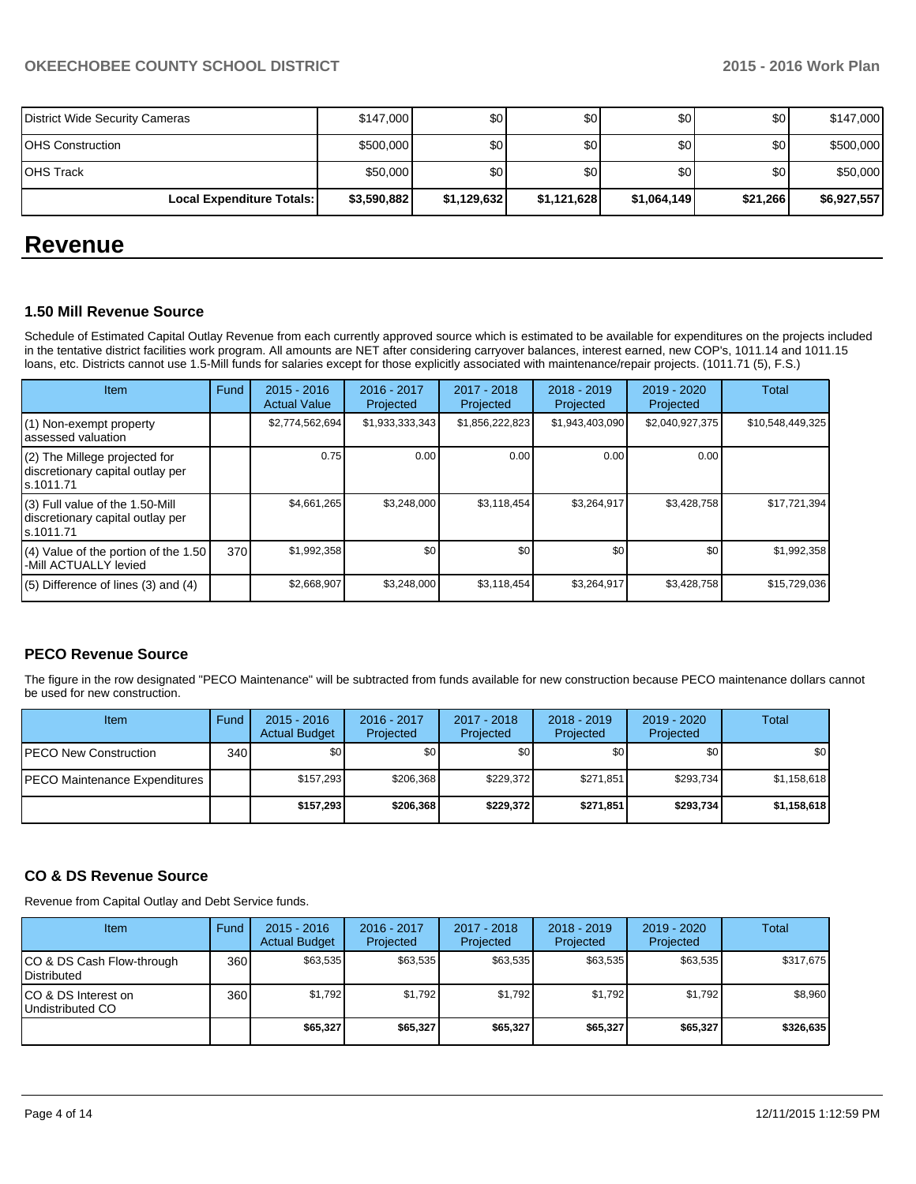| | | | | | | |
|---|---|---|---|---|---|---|
| District Wide Security Cameras | $147,000 | $0 | $0 | $0 | $0 | $147,000 |
| OHS Construction | $500,000 | $0 | $0 | $0 | $0 | $500,000 |
| OHS Track | $50,000 | $0 | $0 | $0 | $0 | $50,000 |
| **Local Expenditure Totals:** | **$3,590,882** | **$1,129,632** | **$1,121,628** | **$1,064,149** | **$21,266** | **$6,927,557** |

# Revenue

### 1.50 Mill Revenue Source

Schedule of Estimated Capital Outlay Revenue from each currently approved source which is estimated to be available for expenditures on the projects included in the tentative district facilities work program. All amounts are NET after considering carryover balances, interest earned, new COP's, 1011.14 and 1011.15 loans, etc. Districts cannot use 1.5-Mill funds for salaries except for those explicitly associated with maintenance/repair projects. (1011.71 (5), F.S.)

| Item | Fund | 2015 - 2016 Actual Value | 2016 - 2017 Projected | 2017 - 2018 Projected | 2018 - 2019 Projected | 2019 - 2020 Projected | Total |
|---|---|---|---|---|---|---|---|
| (1) Non-exempt property assessed valuation | | $2,774,562,694 | $1,933,333,343 | $1,856,222,823 | $1,943,403,090 | $2,040,927,375 | $10,548,449,325 |
| (2) The Millege projected for discretionary capital outlay per s.1011.71 | | 0.75 | 0.00 | 0.00 | 0.00 | 0.00 | |
| (3) Full value of the 1.50-Mill discretionary capital outlay per s.1011.71 | | $4,661,265 | $3,248,000 | $3,118,454 | $3,264,917 | $3,428,758 | $17,721,394 |
| (4) Value of the portion of the 1.50 -Mill ACTUALLY levied | 370 | $1,992,358 | $0 | $0 | $0 | $0 | $1,992,358 |
| (5) Difference of lines (3) and (4) | | $2,668,907 | $3,248,000 | $3,118,454 | $3,264,917 | $3,428,758 | $15,729,036 |

### PECO Revenue Source

The figure in the row designated "PECO Maintenance" will be subtracted from funds available for new construction because PECO maintenance dollars cannot be used for new construction.

| Item | Fund | 2015 - 2016 Actual Budget | 2016 - 2017 Projected | 2017 - 2018 Projected | 2018 - 2019 Projected | 2019 - 2020 Projected | Total |
|---|---|---|---|---|---|---|---|
| PECO New Construction | 340 | $0 | $0 | $0 | $0 | $0 | $0 |
| PECO Maintenance Expenditures | | $157,293 | $206,368 | $229,372 | $271,851 | $293,734 | $1,158,618 |
| | | **$157,293** | **$206,368** | **$229,372** | **$271,851** | **$293,734** | **$1,158,618** |

### CO & DS Revenue Source

Revenue from Capital Outlay and Debt Service funds.

| Item | Fund | 2015 - 2016 Actual Budget | 2016 - 2017 Projected | 2017 - 2018 Projected | 2018 - 2019 Projected | 2019 - 2020 Projected | Total |
|---|---|---|---|---|---|---|---|
| CO & DS Cash Flow-through Distributed | 360 | $63,535 | $63,535 | $63,535 | $63,535 | $63,535 | $317,675 |
| CO & DS Interest on Undistributed CO | 360 | $1,792 | $1,792 | $1,792 | $1,792 | $1,792 | $8,960 |
| | | **$65,327** | **$65,327** | **$65,327** | **$65,327** | **$65,327** | **$326,635** |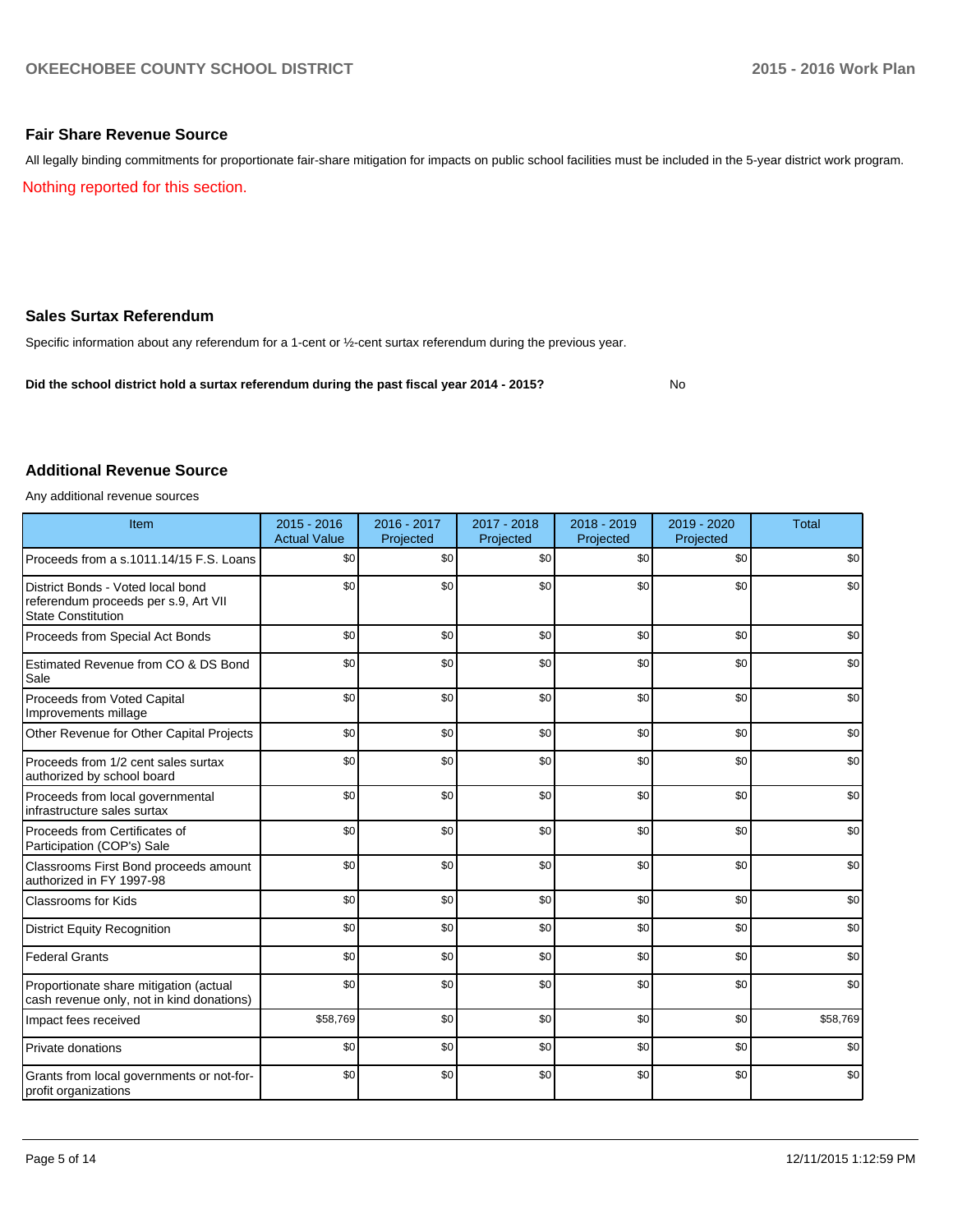## Fair Share Revenue Source

All legally binding commitments for proportionate fair-share mitigation for impacts on public school facilities must be included in the 5-year district work program.

Nothing reported for this section.

## Sales Surtax Referendum

Specific information about any referendum for a 1-cent or ½-cent surtax referendum during the previous year.

**Did the school district hold a surtax referendum during the past fiscal year 2014 - 2015?** No

## Additional Revenue Source

Any additional revenue sources

| Item | 2015 - 2016 Actual Value | 2016 - 2017 Projected | 2017 - 2018 Projected | 2018 - 2019 Projected | 2019 - 2020 Projected | Total |
|---|---|---|---|---|---|---|
| Proceeds from a s.1011.14/15 F.S. Loans | $0 | $0 | $0 | $0 | $0 | $0 |
| District Bonds - Voted local bond referendum proceeds per s.9, Art VII State Constitution | $0 | $0 | $0 | $0 | $0 | $0 |
| Proceeds from Special Act Bonds | $0 | $0 | $0 | $0 | $0 | $0 |
| Estimated Revenue from CO & DS Bond Sale | $0 | $0 | $0 | $0 | $0 | $0 |
| Proceeds from Voted Capital Improvements millage | $0 | $0 | $0 | $0 | $0 | $0 |
| Other Revenue for Other Capital Projects | $0 | $0 | $0 | $0 | $0 | $0 |
| Proceeds from 1/2 cent sales surtax authorized by school board | $0 | $0 | $0 | $0 | $0 | $0 |
| Proceeds from local governmental infrastructure sales surtax | $0 | $0 | $0 | $0 | $0 | $0 |
| Proceeds from Certificates of Participation (COP's) Sale | $0 | $0 | $0 | $0 | $0 | $0 |
| Classrooms First Bond proceeds amount authorized in FY 1997-98 | $0 | $0 | $0 | $0 | $0 | $0 |
| Classrooms for Kids | $0 | $0 | $0 | $0 | $0 | $0 |
| District Equity Recognition | $0 | $0 | $0 | $0 | $0 | $0 |
| Federal Grants | $0 | $0 | $0 | $0 | $0 | $0 |
| Proportionate share mitigation (actual cash revenue only, not in kind donations) | $0 | $0 | $0 | $0 | $0 | $0 |
| Impact fees received | $58,769 | $0 | $0 | $0 | $0 | $58,769 |
| Private donations | $0 | $0 | $0 | $0 | $0 | $0 |
| Grants from local governments or not-for-profit organizations | $0 | $0 | $0 | $0 | $0 | $0 |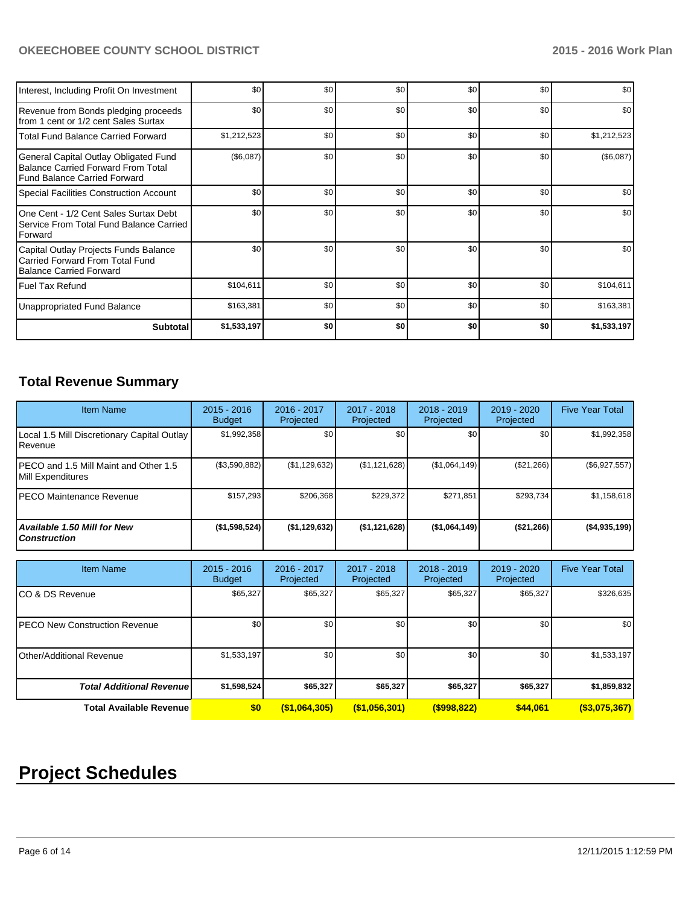| | | | | | | |
|---|---|---|---|---|---|---|
| Interest, Including Profit On Investment | $0 | $0 | $0 | $0 | $0 | $0 |
| Revenue from Bonds pledging proceeds from 1 cent or 1/2 cent Sales Surtax | $0 | $0 | $0 | $0 | $0 | $0 |
| Total Fund Balance Carried Forward | $1,212,523 | $0 | $0 | $0 | $0 | $1,212,523 |
| General Capital Outlay Obligated Fund Balance Carried Forward From Total Fund Balance Carried Forward | ($6,087) | $0 | $0 | $0 | $0 | ($6,087) |
| Special Facilities Construction Account | $0 | $0 | $0 | $0 | $0 | $0 |
| One Cent - 1/2 Cent Sales Surtax Debt Service From Total Fund Balance Carried Forward | $0 | $0 | $0 | $0 | $0 | $0 |
| Capital Outlay Projects Funds Balance Carried Forward From Total Fund Balance Carried Forward | $0 | $0 | $0 | $0 | $0 | $0 |
| Fuel Tax Refund | $104,611 | $0 | $0 | $0 | $0 | $104,611 |
| Unappropriated Fund Balance | $163,381 | $0 | $0 | $0 | $0 | $163,381 |
| **Subtotal** | **$1,533,197** | **$0** | **$0** | **$0** | **$0** | **$1,533,197** |

## Total Revenue Summary

| Item Name | 2015 - 2016 Budget | 2016 - 2017 Projected | 2017 - 2018 Projected | 2018 - 2019 Projected | 2019 - 2020 Projected | Five Year Total |
|---|---|---|---|---|---|---|
| Local 1.5 Mill Discretionary Capital Outlay Revenue | $1,992,358 | $0 | $0 | $0 | $0 | $1,992,358 |
| PECO and 1.5 Mill Maint and Other 1.5 Mill Expenditures | ($3,590,882) | ($1,129,632) | ($1,121,628) | ($1,064,149) | ($21,266) | ($6,927,557) |
| PECO Maintenance Revenue | $157,293 | $206,368 | $229,372 | $271,851 | $293,734 | $1,158,618 |
| ***Available 1.50 Mill for New Construction*** | **($1,598,524)** | **($1,129,632)** | **($1,121,628)** | **($1,064,149)** | **($21,266)** | **($4,935,199)** |

| Item Name | 2015 - 2016 Budget | 2016 - 2017 Projected | 2017 - 2018 Projected | 2018 - 2019 Projected | 2019 - 2020 Projected | Five Year Total |
|---|---|---|---|---|---|---|
| CO & DS Revenue | $65,327 | $65,327 | $65,327 | $65,327 | $65,327 | $326,635 |
| PECO New Construction Revenue | $0 | $0 | $0 | $0 | $0 | $0 |
| Other/Additional Revenue | $1,533,197 | $0 | $0 | $0 | $0 | $1,533,197 |
| ***Total Additional Revenue*** | **$1,598,524** | **$65,327** | **$65,327** | **$65,327** | **$65,327** | **$1,859,832** |
| **Total Available Revenue** | **$0** | **($1,064,305)** | **($1,056,301)** | **($998,822)** | **$44,061** | **($3,075,367)** |

# Project Schedules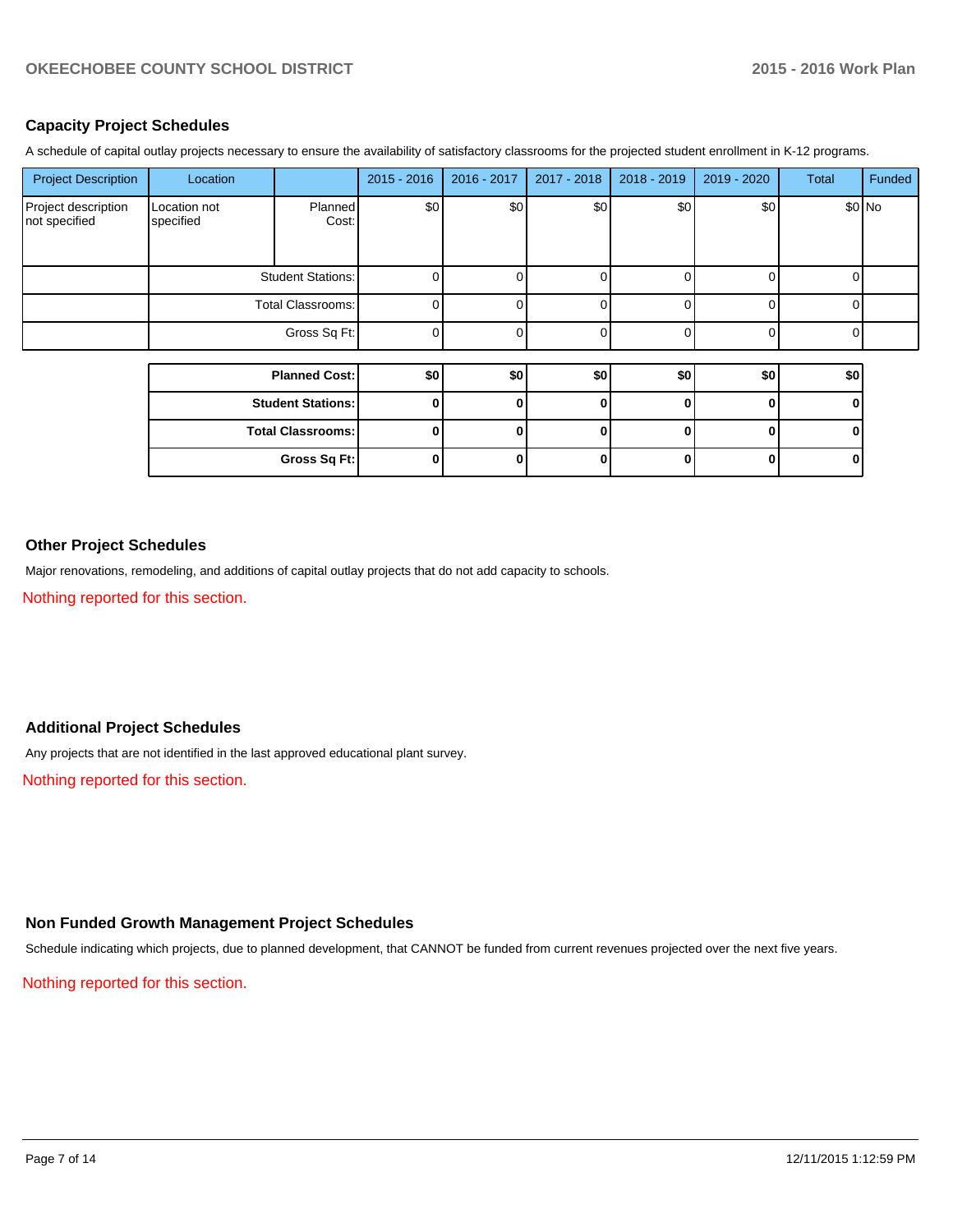## Capacity Project Schedules

A schedule of capital outlay projects necessary to ensure the availability of satisfactory classrooms for the projected student enrollment in K-12 programs.

| Project Description | Location | | 2015 - 2016 | 2016 - 2017 | 2017 - 2018 | 2018 - 2019 | 2019 - 2020 | Total | Funded |
|---|---|---|---|---|---|---|---|---|---|
| Project description not specified | Location not specified | Planned Cost: | $0 | $0 | $0 | $0 | $0 | $0 | No |
| | | Student Stations: | 0 | 0 | 0 | 0 | 0 | 0 | |
| | | Total Classrooms: | 0 | 0 | 0 | 0 | 0 | 0 | |
| | | Gross Sq Ft: | 0 | 0 | 0 | 0 | 0 | 0 | |

| | | | | | | |
|---|---|---|---|---|---|---|
| **Planned Cost:** | **$0** | **$0** | **$0** | **$0** | **$0** | **$0** |
| **Student Stations:** | **0** | **0** | **0** | **0** | **0** | **0** |
| **Total Classrooms:** | **0** | **0** | **0** | **0** | **0** | **0** |
| **Gross Sq Ft:** | **0** | **0** | **0** | **0** | **0** | **0** |

## Other Project Schedules

Major renovations, remodeling, and additions of capital outlay projects that do not add capacity to schools.

Nothing reported for this section.

## Additional Project Schedules

Any projects that are not identified in the last approved educational plant survey.

Nothing reported for this section.

## Non Funded Growth Management Project Schedules

Schedule indicating which projects, due to planned development, that CANNOT be funded from current revenues projected over the next five years.

Nothing reported for this section.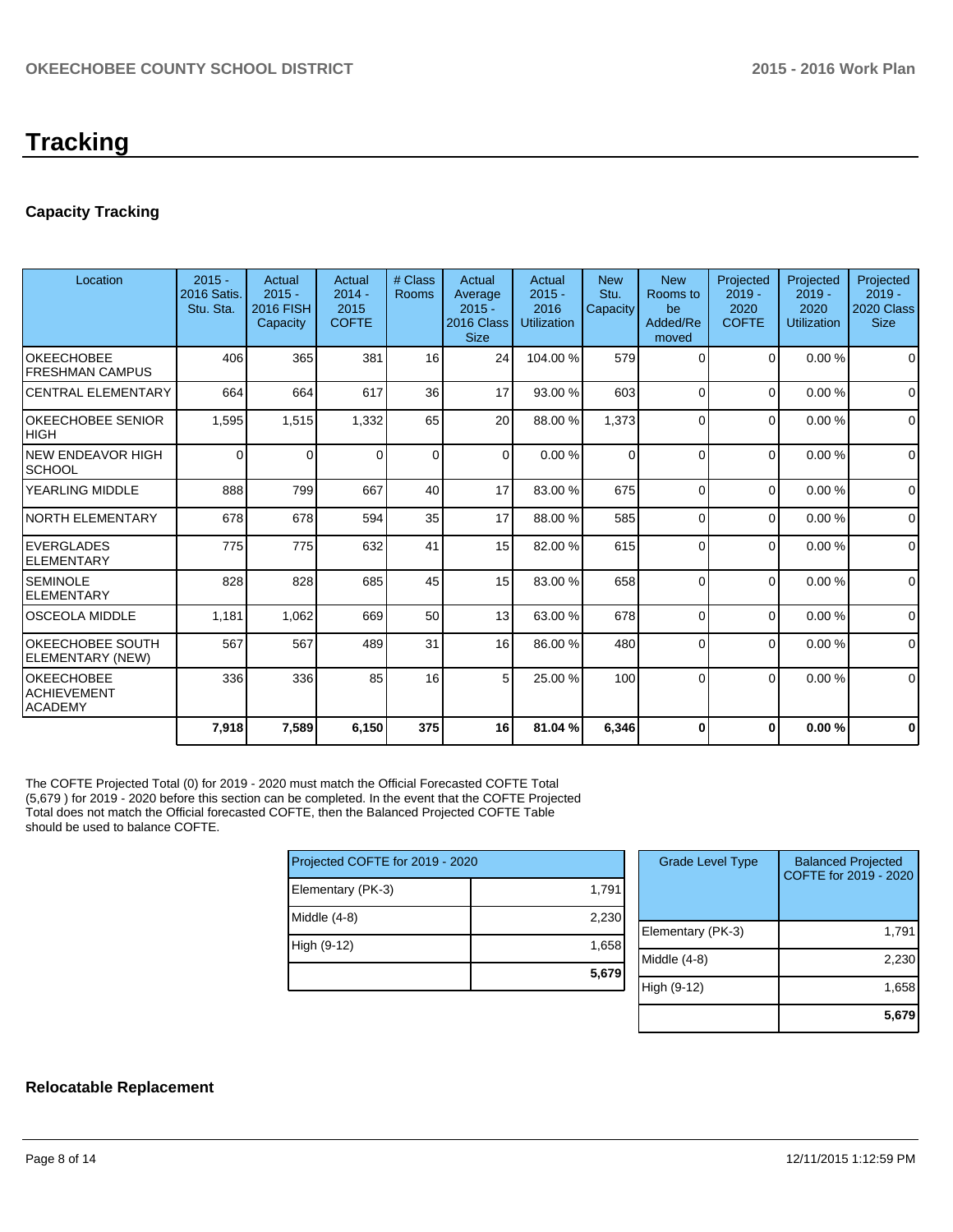# Tracking

## Capacity Tracking

| Location | 2015 - 2016 Satis. Stu. Sta. | Actual 2015 - 2016 FISH Capacity | Actual 2014 - 2015 COFTE | # Class Rooms | Actual Average 2015 - 2016 Class Size | Actual 2015 - 2016 Utilization | New Stu. Capacity | New Rooms to be Added/Removed | Projected 2019 - 2020 COFTE | Projected 2019 - 2020 Utilization | Projected 2019 - 2020 Class Size |
|---|---|---|---|---|---|---|---|---|---|---|---|
| OKEECHOBEE FRESHMAN CAMPUS | 406 | 365 | 381 | 16 | 24 | 104.00 % | 579 | 0 | 0 | 0.00 % | 0 |
| CENTRAL ELEMENTARY | 664 | 664 | 617 | 36 | 17 | 93.00 % | 603 | 0 | 0 | 0.00 % | 0 |
| OKEECHOBEE SENIOR HIGH | 1,595 | 1,515 | 1,332 | 65 | 20 | 88.00 % | 1,373 | 0 | 0 | 0.00 % | 0 |
| NEW ENDEAVOR HIGH SCHOOL | 0 | 0 | 0 | 0 | 0 | 0.00 % | 0 | 0 | 0 | 0.00 % | 0 |
| YEARLING MIDDLE | 888 | 799 | 667 | 40 | 17 | 83.00 % | 675 | 0 | 0 | 0.00 % | 0 |
| NORTH ELEMENTARY | 678 | 678 | 594 | 35 | 17 | 88.00 % | 585 | 0 | 0 | 0.00 % | 0 |
| EVERGLADES ELEMENTARY | 775 | 775 | 632 | 41 | 15 | 82.00 % | 615 | 0 | 0 | 0.00 % | 0 |
| SEMINOLE ELEMENTARY | 828 | 828 | 685 | 45 | 15 | 83.00 % | 658 | 0 | 0 | 0.00 % | 0 |
| OSCEOLA MIDDLE | 1,181 | 1,062 | 669 | 50 | 13 | 63.00 % | 678 | 0 | 0 | 0.00 % | 0 |
| OKEECHOBEE SOUTH ELEMENTARY (NEW) | 567 | 567 | 489 | 31 | 16 | 86.00 % | 480 | 0 | 0 | 0.00 % | 0 |
| OKEECHOBEE ACHIEVEMENT ACADEMY | 336 | 336 | 85 | 16 | 5 | 25.00 % | 100 | 0 | 0 | 0.00 % | 0 |
| | **7,918** | **7,589** | **6,150** | **375** | **16** | **81.04 %** | **6,346** | **0** | **0** | **0.00 %** | **0** |

The COFTE Projected Total (0) for 2019 - 2020 must match the Official Forecasted COFTE Total (5,679 ) for 2019 - 2020 before this section can be completed. In the event that the COFTE Projected Total does not match the Official forecasted COFTE, then the Balanced Projected COFTE Table should be used to balance COFTE.

| Projected COFTE for 2019 - 2020 | |
|---|---|
| Elementary (PK-3) | 1,791 |
| Middle (4-8) | 2,230 |
| High (9-12) | 1,658 |
| | **5,679** |

| Grade Level Type | Balanced Projected COFTE for 2019 - 2020 |
|---|---|
| Elementary (PK-3) | 1,791 |
| Middle (4-8) | 2,230 |
| High (9-12) | 1,658 |
| | **5,679** |

## Relocatable Replacement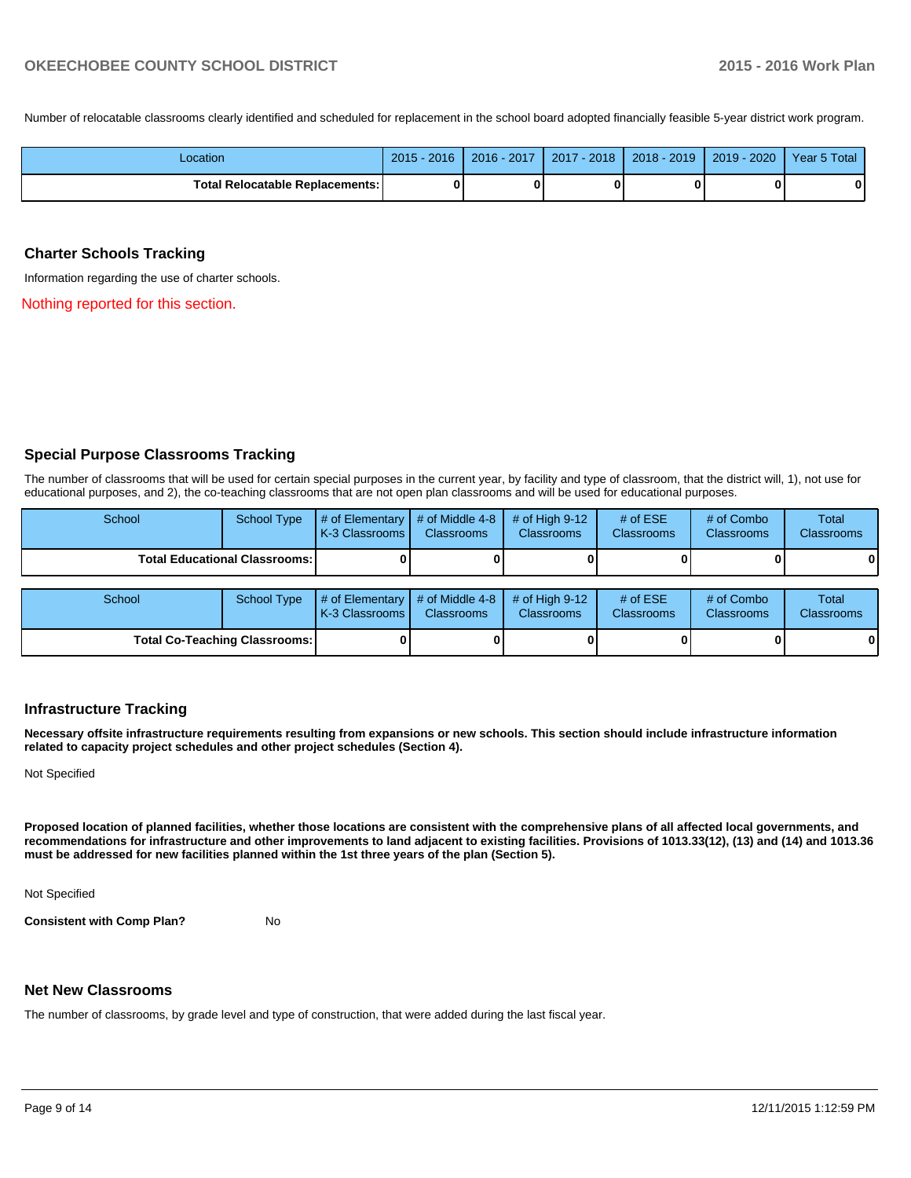Number of relocatable classrooms clearly identified and scheduled for replacement in the school board adopted financially feasible 5-year district work program.

| Location | 2015 - 2016 | 2016 - 2017 | 2017 - 2018 | 2018 - 2019 | 2019 - 2020 | Year 5 Total |
|---|---|---|---|---|---|---|
| **Total Relocatable Replacements:** | **0** | **0** | **0** | **0** | **0** | **0** |

## Charter Schools Tracking

Information regarding the use of charter schools.

Nothing reported for this section.

## Special Purpose Classrooms Tracking

The number of classrooms that will be used for certain special purposes in the current year, by facility and type of classroom, that the district will, 1), not use for educational purposes, and 2), the co-teaching classrooms that are not open plan classrooms and will be used for educational purposes.

| School | School Type | # of Elementary K-3 Classrooms | # of Middle 4-8 Classrooms | # of High 9-12 Classrooms | # of ESE Classrooms | # of Combo Classrooms | Total Classrooms |
|---|---|---|---|---|---|---|---|
| **Total Educational Classrooms:** | | **0** | **0** | **0** | **0** | **0** | **0** |

| School | School Type | # of Elementary K-3 Classrooms | # of Middle 4-8 Classrooms | # of High 9-12 Classrooms | # of ESE Classrooms | # of Combo Classrooms | Total Classrooms |
|---|---|---|---|---|---|---|---|
| **Total Co-Teaching Classrooms:** | | **0** | **0** | **0** | **0** | **0** | **0** |

## Infrastructure Tracking

**Necessary offsite infrastructure requirements resulting from expansions or new schools. This section should include infrastructure information related to capacity project schedules and other project schedules (Section 4).**

Not Specified

**Proposed location of planned facilities, whether those locations are consistent with the comprehensive plans of all affected local governments, and recommendations for infrastructure and other improvements to land adjacent to existing facilities. Provisions of 1013.33(12), (13) and (14) and 1013.36 must be addressed for new facilities planned within the 1st three years of the plan (Section 5).**

Not Specified

**Consistent with Comp Plan?** No

## Net New Classrooms

The number of classrooms, by grade level and type of construction, that were added during the last fiscal year.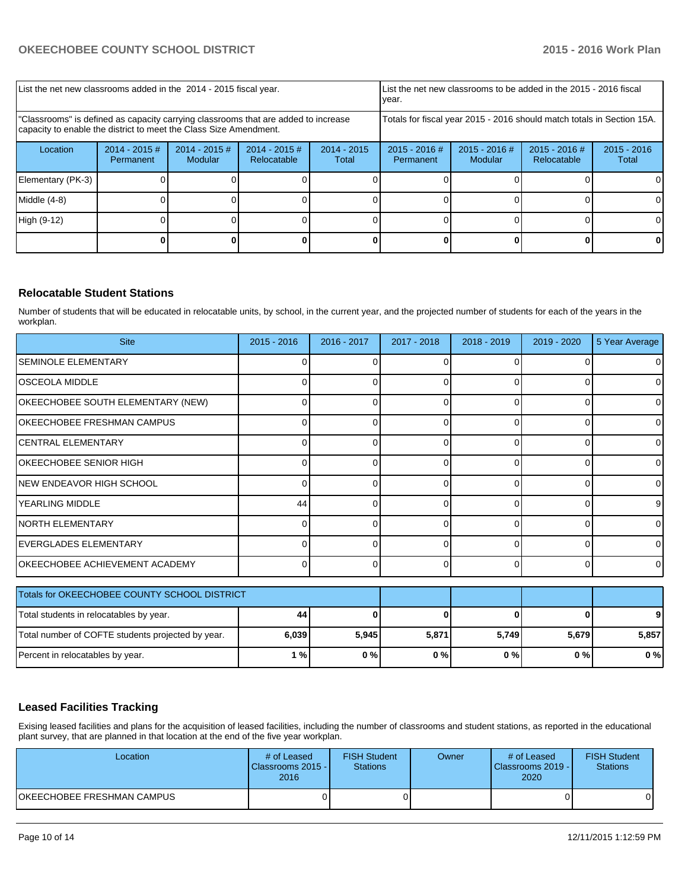| List the net new classrooms added in the 2014 - 2015 fiscal year. | | | | List the net new classrooms to be added in the 2015 - 2016 fiscal year. | | | |
|---|---|---|---|---|---|---|---|
| "Classrooms" is defined as capacity carrying classrooms that are added to increase capacity to enable the district to meet the Class Size Amendment. | | | | Totals for fiscal year 2015 - 2016 should match totals in Section 15A. | | | |
| Location | 2014 - 2015 # Permanent | 2014 - 2015 # Modular | 2014 - 2015 # Relocatable | 2014 - 2015 Total | 2015 - 2016 # Permanent | 2015 - 2016 # Modular | 2015 - 2016 # Relocatable | 2015 - 2016 Total |
| Elementary (PK-3) | 0 | 0 | 0 | 0 | 0 | 0 | 0 | 0 |
| Middle (4-8) | 0 | 0 | 0 | 0 | 0 | 0 | 0 | 0 |
| High (9-12) | 0 | 0 | 0 | 0 | 0 | 0 | 0 | 0 |
| | **0** | **0** | **0** | **0** | **0** | **0** | **0** | **0** |

## Relocatable Student Stations

Number of students that will be educated in relocatable units, by school, in the current year, and the projected number of students for each of the years in the workplan.

| Site | 2015 - 2016 | 2016 - 2017 | 2017 - 2018 | 2018 - 2019 | 2019 - 2020 | 5 Year Average |
|---|---|---|---|---|---|---|
| SEMINOLE ELEMENTARY | 0 | 0 | 0 | 0 | 0 | 0 |
| OSCEOLA MIDDLE | 0 | 0 | 0 | 0 | 0 | 0 |
| OKEECHOBEE SOUTH ELEMENTARY (NEW) | 0 | 0 | 0 | 0 | 0 | 0 |
| OKEECHOBEE FRESHMAN CAMPUS | 0 | 0 | 0 | 0 | 0 | 0 |
| CENTRAL ELEMENTARY | 0 | 0 | 0 | 0 | 0 | 0 |
| OKEECHOBEE SENIOR HIGH | 0 | 0 | 0 | 0 | 0 | 0 |
| NEW ENDEAVOR HIGH SCHOOL | 0 | 0 | 0 | 0 | 0 | 0 |
| YEARLING MIDDLE | 44 | 0 | 0 | 0 | 0 | 9 |
| NORTH ELEMENTARY | 0 | 0 | 0 | 0 | 0 | 0 |
| EVERGLADES ELEMENTARY | 0 | 0 | 0 | 0 | 0 | 0 |
| OKEECHOBEE ACHIEVEMENT ACADEMY | 0 | 0 | 0 | 0 | 0 | 0 |

| Totals for OKEECHOBEE COUNTY SCHOOL DISTRICT | | | | | | |
|---|---|---|---|---|---|---|
| Total students in relocatables by year. | **44** | **0** | **0** | **0** | **0** | **9** |
| Total number of COFTE students projected by year. | **6,039** | **5,945** | **5,871** | **5,749** | **5,679** | **5,857** |
| Percent in relocatables by year. | **1 %** | **0 %** | **0 %** | **0 %** | **0 %** | **0 %** |

## Leased Facilities Tracking

Exising leased facilities and plans for the acquisition of leased facilities, including the number of classrooms and student stations, as reported in the educational plant survey, that are planned in that location at the end of the five year workplan.

| Location | # of Leased Classrooms 2015 - 2016 | FISH Student Stations | Owner | # of Leased Classrooms 2019 - 2020 | FISH Student Stations |
|---|---|---|---|---|---|
| OKEECHOBEE FRESHMAN CAMPUS | 0 | 0 | | 0 | 0 |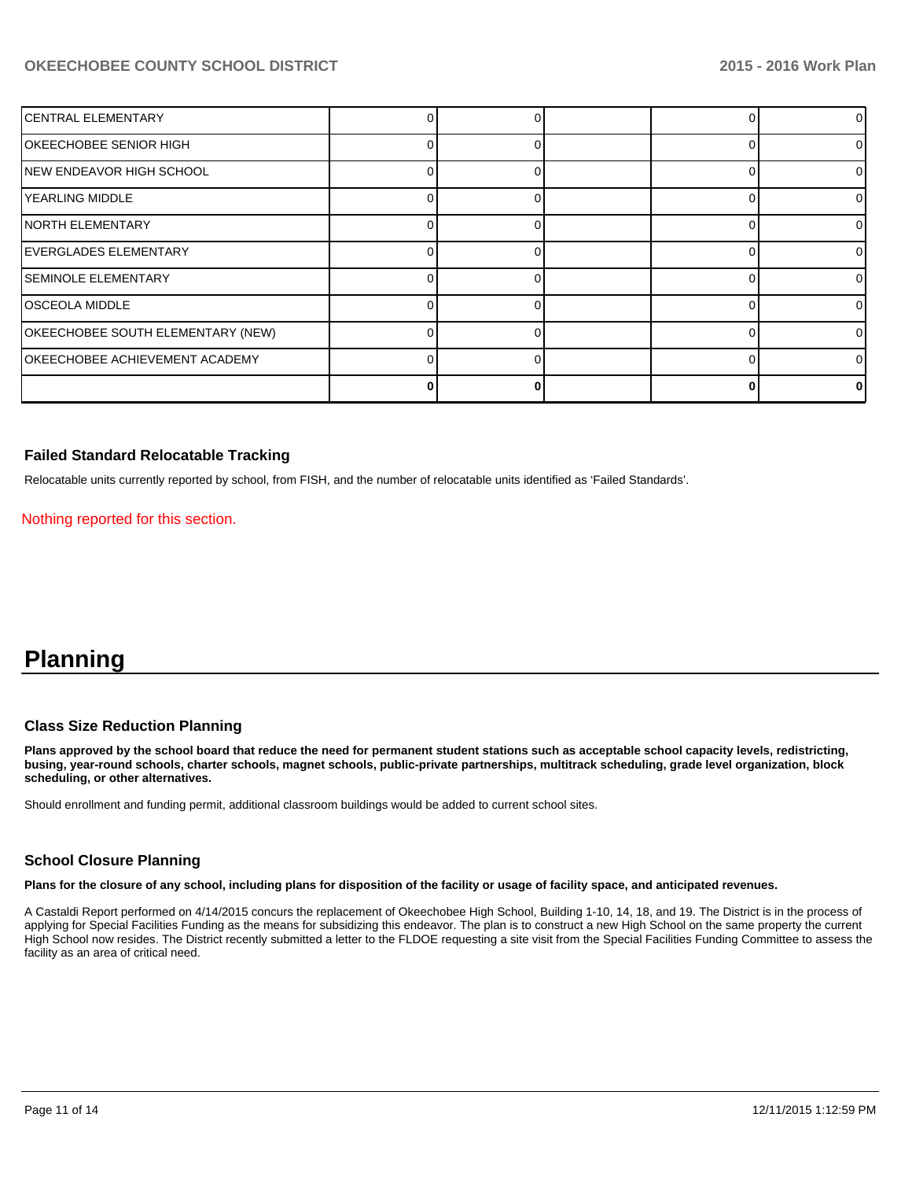| | | | | | |
|---|---|---|---|---|---|
| CENTRAL ELEMENTARY | 0 | 0 | | 0 | 0 |
| OKEECHOBEE SENIOR HIGH | 0 | 0 | | 0 | 0 |
| NEW ENDEAVOR HIGH SCHOOL | 0 | 0 | | 0 | 0 |
| YEARLING MIDDLE | 0 | 0 | | 0 | 0 |
| NORTH ELEMENTARY | 0 | 0 | | 0 | 0 |
| EVERGLADES ELEMENTARY | 0 | 0 | | 0 | 0 |
| SEMINOLE ELEMENTARY | 0 | 0 | | 0 | 0 |
| OSCEOLA MIDDLE | 0 | 0 | | 0 | 0 |
| OKEECHOBEE SOUTH ELEMENTARY (NEW) | 0 | 0 | | 0 | 0 |
| OKEECHOBEE ACHIEVEMENT ACADEMY | 0 | 0 | | 0 | 0 |
| | **0** | **0** | | **0** | **0** |

### Failed Standard Relocatable Tracking

Relocatable units currently reported by school, from FISH, and the number of relocatable units identified as 'Failed Standards'.

Nothing reported for this section.

# Planning

### Class Size Reduction Planning

**Plans approved by the school board that reduce the need for permanent student stations such as acceptable school capacity levels, redistricting, busing, year-round schools, charter schools, magnet schools, public-private partnerships, multitrack scheduling, grade level organization, block scheduling, or other alternatives.**

Should enrollment and funding permit, additional classroom buildings would be added to current school sites.

### School Closure Planning

**Plans for the closure of any school, including plans for disposition of the facility or usage of facility space, and anticipated revenues.**

A Castaldi Report performed on 4/14/2015 concurs the replacement of Okeechobee High School, Building 1-10, 14, 18, and 19. The District is in the process of applying for Special Facilities Funding as the means for subsidizing this endeavor. The plan is to construct a new High School on the same property the current High School now resides. The District recently submitted a letter to the FLDOE requesting a site visit from the Special Facilities Funding Committee to assess the facility as an area of critical need.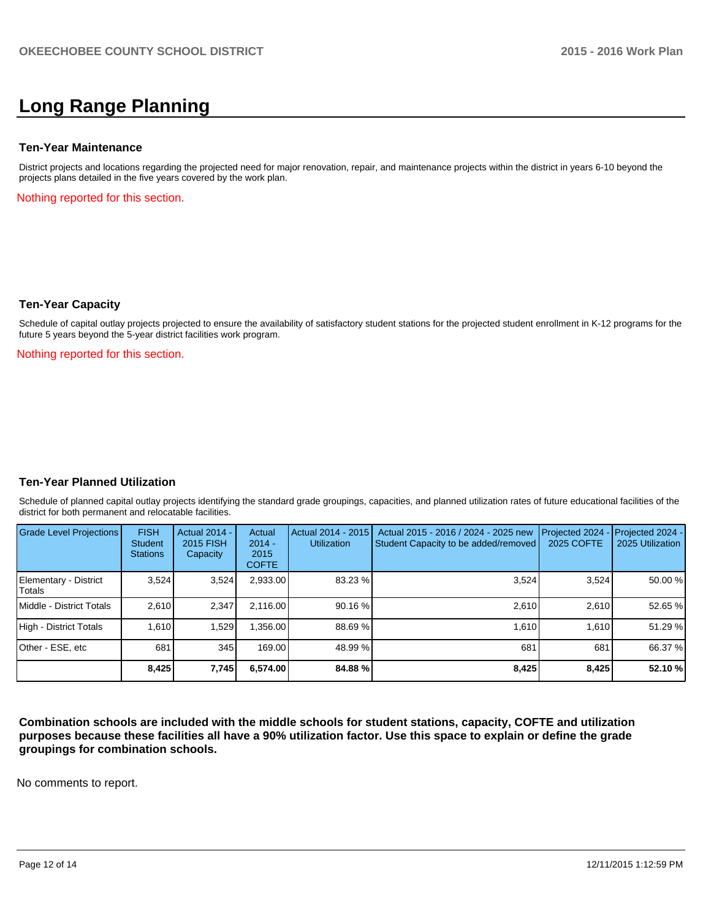# Long Range Planning

### Ten-Year Maintenance

District projects and locations regarding the projected need for major renovation, repair, and maintenance projects within the district in years 6-10 beyond the projects plans detailed in the five years covered by the work plan.

Nothing reported for this section.

### Ten-Year Capacity

Schedule of capital outlay projects projected to ensure the availability of satisfactory student stations for the projected student enrollment in K-12 programs for the future 5 years beyond the 5-year district facilities work program.

Nothing reported for this section.

### Ten-Year Planned Utilization

Schedule of planned capital outlay projects identifying the standard grade groupings, capacities, and planned utilization rates of future educational facilities of the district for both permanent and relocatable facilities.

| Grade Level Projections | FISH Student Stations | Actual 2014 - 2015 FISH Capacity | Actual 2014 - 2015 COFTE | Actual 2014 - 2015 Utilization | Actual 2015 - 2016 / 2024 - 2025 new Student Capacity to be added/removed | Projected 2024 - 2025 COFTE | Projected 2024 - 2025 Utilization |
|---|---|---|---|---|---|---|---|
| Elementary - District Totals | 3,524 | 3,524 | 2,933.00 | 83.23 % | 3,524 | 3,524 | 50.00 % |
| Middle - District Totals | 2,610 | 2,347 | 2,116.00 | 90.16 % | 2,610 | 2,610 | 52.65 % |
| High - District Totals | 1,610 | 1,529 | 1,356.00 | 88.69 % | 1,610 | 1,610 | 51.29 % |
| Other - ESE, etc | 681 | 345 | 169.00 | 48.99 % | 681 | 681 | 66.37 % |
| | **8,425** | **7,745** | **6,574.00** | **84.88 %** | **8,425** | **8,425** | **52.10 %** |

**Combination schools are included with the middle schools for student stations, capacity, COFTE and utilization purposes because these facilities all have a 90% utilization factor. Use this space to explain or define the grade groupings for combination schools.**

No comments to report.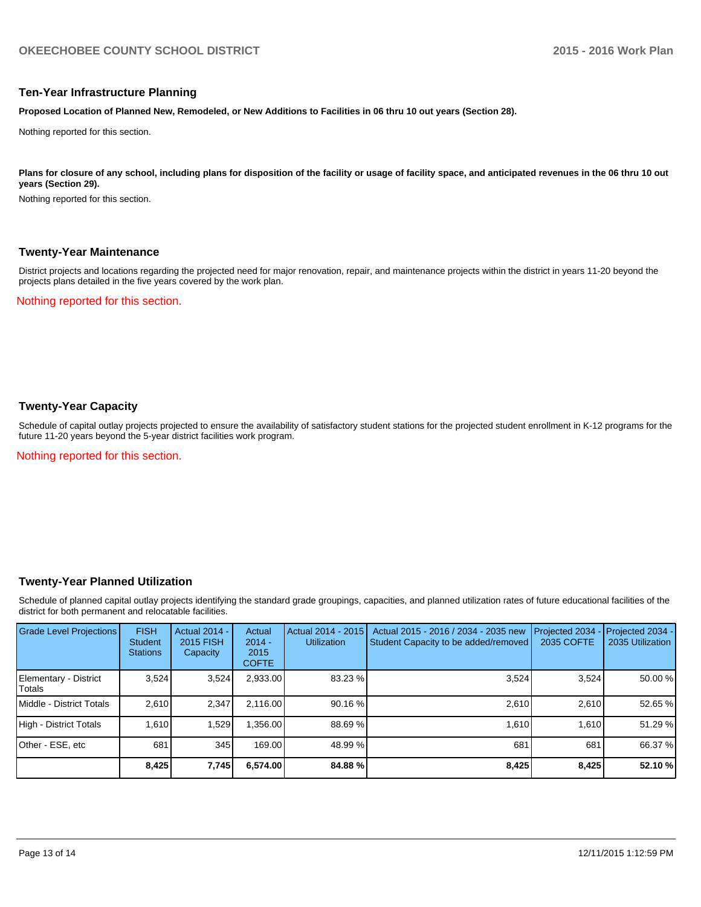## Ten-Year Infrastructure Planning

**Proposed Location of Planned New, Remodeled, or New Additions to Facilities in 06 thru 10 out years (Section 28).**

Nothing reported for this section.

**Plans for closure of any school, including plans for disposition of the facility or usage of facility space, and anticipated revenues in the 06 thru 10 out years (Section 29).**

Nothing reported for this section.

## Twenty-Year Maintenance

District projects and locations regarding the projected need for major renovation, repair, and maintenance projects within the district in years 11-20 beyond the projects plans detailed in the five years covered by the work plan.

Nothing reported for this section.

## Twenty-Year Capacity

Schedule of capital outlay projects projected to ensure the availability of satisfactory student stations for the projected student enrollment in K-12 programs for the future 11-20 years beyond the 5-year district facilities work program.

Nothing reported for this section.

## Twenty-Year Planned Utilization

Schedule of planned capital outlay projects identifying the standard grade groupings, capacities, and planned utilization rates of future educational facilities of the district for both permanent and relocatable facilities.

| Grade Level Projections | FISH Student Stations | Actual 2014 - 2015 FISH Capacity | Actual 2014 - 2015 COFTE | Actual 2014 - 2015 Utilization | Actual 2015 - 2016 / 2034 - 2035 new Student Capacity to be added/removed | Projected 2034 - 2035 COFTE | Projected 2034 - 2035 Utilization |
|---|---|---|---|---|---|---|---|
| Elementary - District Totals | 3,524 | 3,524 | 2,933.00 | 83.23 % | 3,524 | 3,524 | 50.00 % |
| Middle - District Totals | 2,610 | 2,347 | 2,116.00 | 90.16 % | 2,610 | 2,610 | 52.65 % |
| High - District Totals | 1,610 | 1,529 | 1,356.00 | 88.69 % | 1,610 | 1,610 | 51.29 % |
| Other - ESE, etc | 681 | 345 | 169.00 | 48.99 % | 681 | 681 | 66.37 % |
| | **8,425** | **7,745** | **6,574.00** | **84.88 %** | **8,425** | **8,425** | **52.10 %** |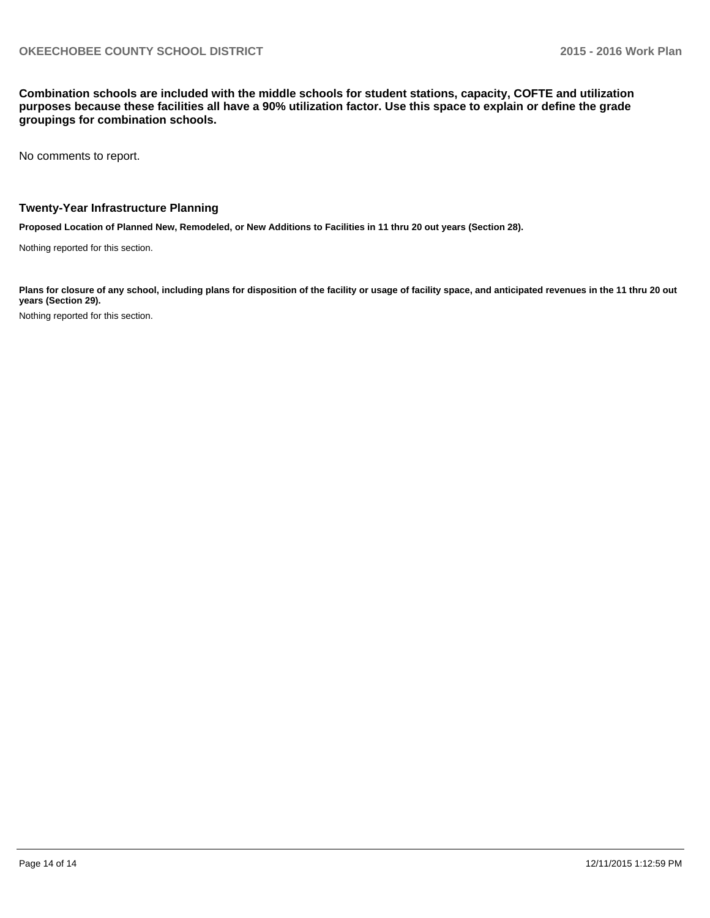**Combination schools are included with the middle schools for student stations, capacity, COFTE and utilization purposes because these facilities all have a 90% utilization factor. Use this space to explain or define the grade groupings for combination schools.**

No comments to report.

## Twenty-Year Infrastructure Planning

**Proposed Location of Planned New, Remodeled, or New Additions to Facilities in 11 thru 20 out years (Section 28).**

Nothing reported for this section.

**Plans for closure of any school, including plans for disposition of the facility or usage of facility space, and anticipated revenues in the 11 thru 20 out years (Section 29).**

Nothing reported for this section.